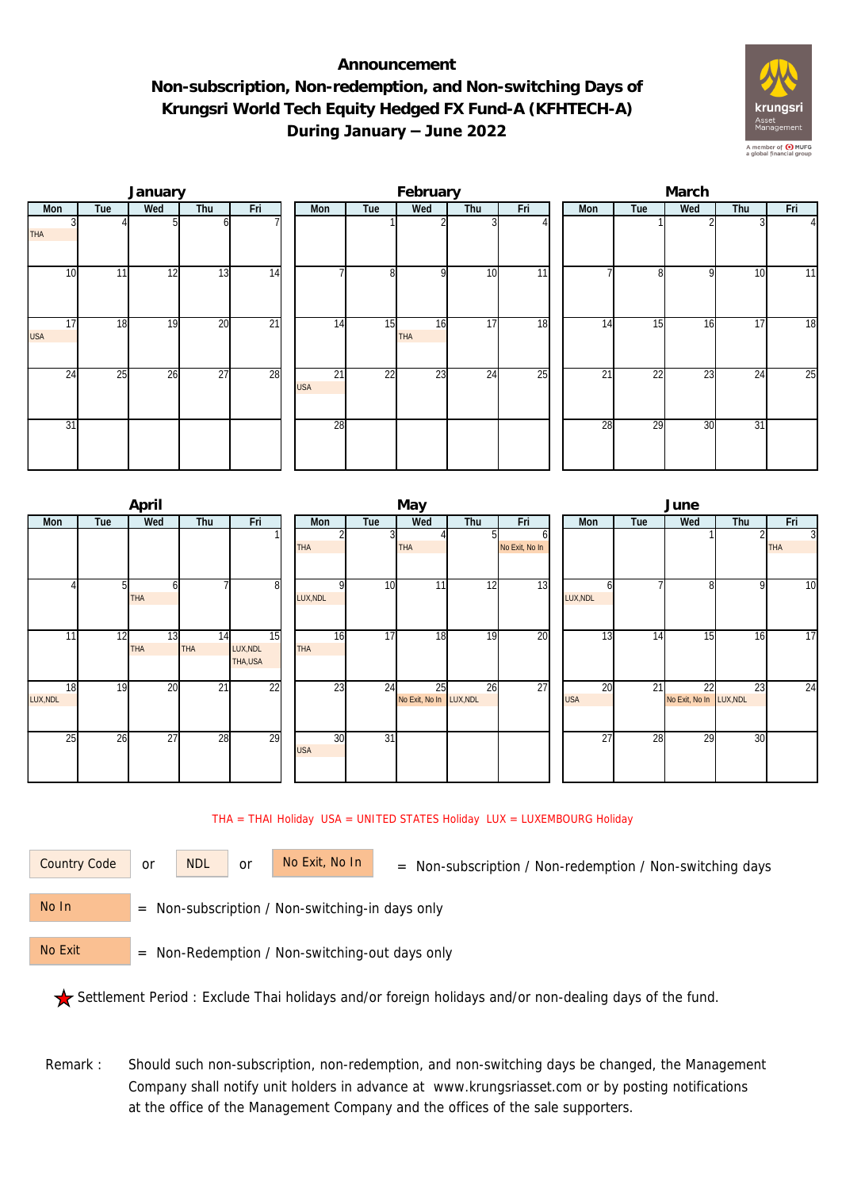# Announcement
## Non-subscription, Non-redemption, and Non-switching Days of Krungsri World Tech Equity Hedged FX Fund-A (KFHTECH-A) During January – June 2022

### January

| Mon | Tue | Wed | Thu | Fri |
|---|---|---|---|---|
| 3 THA | 4 | 5 | 6 | 7 |
| 10 | 11 | 12 | 13 | 14 |
| 17 USA | 18 | 19 | 20 | 21 |
| 24 | 25 | 26 | 27 | 28 |
| 31 | | | | |

### February

| Mon | Tue | Wed | Thu | Fri |
|---|---|---|---|---|
| | 1 | 2 | 3 | 4 |
| 7 | 8 | 9 | 10 | 11 |
| 14 | 15 | 16 THA | 17 | 18 |
| 21 USA | 22 | 23 | 24 | 25 |
| 28 | | | | |

### March

| Mon | Tue | Wed | Thu | Fri |
|---|---|---|---|---|
| | 1 | 2 | 3 | 4 |
| 7 | 8 | 9 | 10 | 11 |
| 14 | 15 | 16 | 17 | 18 |
| 21 | 22 | 23 | 24 | 25 |
| 28 | 29 | 30 | 31 | |

### April

| Mon | Tue | Wed | Thu | Fri |
|---|---|---|---|---|
| | | | | 1 |
| 4 | 5 | 6 THA | 7 | 8 |
| 11 | 12 | 13 THA | 14 THA | 15 LUX,NDL THA,USA |
| 18 LUX,NDL | 19 | 20 | 21 | 22 |
| 25 | 26 | 27 | 28 | 29 |

### May

| Mon | Tue | Wed | Thu | Fri |
|---|---|---|---|---|
| 2 THA | 3 | 4 THA | 5 | 6 No Exit, No In |
| 9 LUX,NDL | 10 | 11 | 12 | 13 |
| 16 THA | 17 | 18 | 19 | 20 |
| 23 | 24 | 25 No Exit, No In | 26 LUX,NDL | 27 |
| 30 USA | 31 | | | |

### June

| Mon | Tue | Wed | Thu | Fri |
|---|---|---|---|---|
| | | 1 | 2 | 3 THA |
| 6 LUX,NDL | 7 | 8 | 9 | 10 |
| 13 | 14 | 15 | 16 | 17 |
| 20 USA | 21 | 22 No Exit, No In | 23 LUX,NDL | 24 |
| 27 | 28 | 29 | 30 | |

THA = THAI Holiday USA = UNITED STATES Holiday LUX = LUXEMBOURG Holiday

Country Code or NDL or No Exit, No In = Non-subscription / Non-redemption / Non-switching days

No In = Non-subscription / Non-switching-in days only

No Exit = Non-Redemption / Non-switching-out days only

★ Settlement Period : Exclude Thai holidays and/or foreign holidays and/or non-dealing days of the fund.

Remark : Should such non-subscription, non-redemption, and non-switching days be changed, the Management Company shall notify unit holders in advance at www.krungsriasset.com or by posting notifications at the office of the Management Company and the offices of the sale supporters.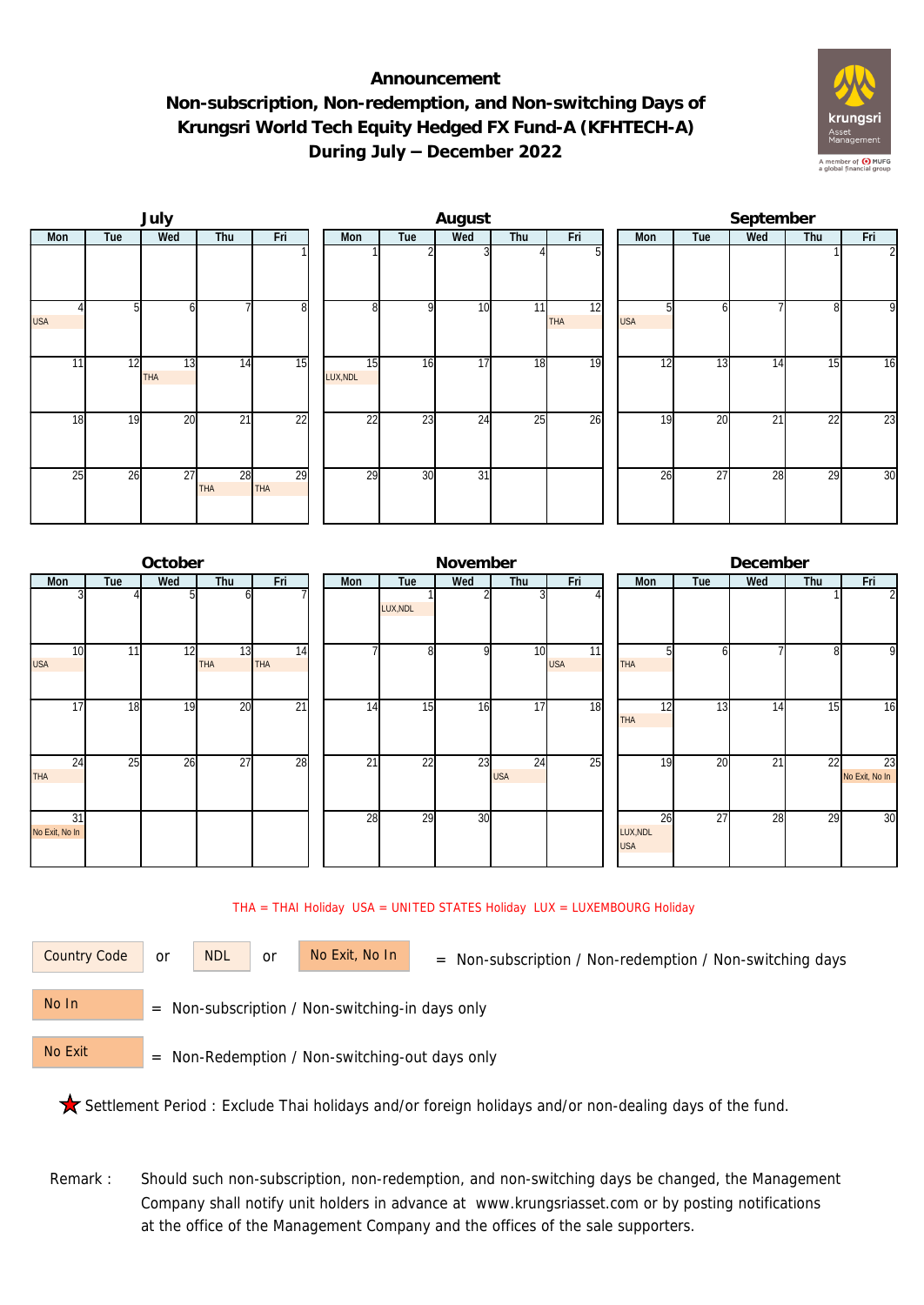**Announcement**
**Non-subscription, Non-redemption, and Non-switching Days of Krungsri World Tech Equity Hedged FX Fund-A (KFHTECH-A)**
**During July – December 2022**

**July**

| Mon | Tue | Wed | Thu | Fri |
|---|---|---|---|---|
| | | | | 1 |
| 4 USA | 5 | 6 | 7 | 8 |
| 11 | 12 | 13 THA | 14 | 15 |
| 18 | 19 | 20 | 21 | 22 |
| 25 | 26 | 27 | 28 THA | 29 THA |

**August**

| Mon | Tue | Wed | Thu | Fri |
|---|---|---|---|---|
| 1 | 2 | 3 | 4 | 5 |
| 8 | 9 | 10 | 11 | 12 THA |
| 15 LUX,NDL | 16 | 17 | 18 | 19 |
| 22 | 23 | 24 | 25 | 26 |
| 29 | 30 | 31 | | |

**September**

| Mon | Tue | Wed | Thu | Fri |
|---|---|---|---|---|
| | | | 1 | 2 |
| 5 USA | 6 | 7 | 8 | 9 |
| 12 | 13 | 14 | 15 | 16 |
| 19 | 20 | 21 | 22 | 23 |
| 26 | 27 | 28 | 29 | 30 |

**October**

| Mon | Tue | Wed | Thu | Fri |
|---|---|---|---|---|
| 3 | 4 | 5 | 6 | 7 |
| 10 USA | 11 | 12 | 13 THA | 14 THA |
| 17 | 18 | 19 | 20 | 21 |
| 24 THA | 25 | 26 | 27 | 28 |
| 31 No Exit, No In | | | | |

**November**

| Mon | Tue | Wed | Thu | Fri |
|---|---|---|---|---|
| | 1 LUX,NDL | 2 | 3 | 4 |
| 7 | 8 | 9 | 10 | 11 USA |
| 14 | 15 | 16 | 17 | 18 |
| 21 | 22 | 23 | 24 USA | 25 |
| 28 | 29 | 30 | | |

**December**

| Mon | Tue | Wed | Thu | Fri |
|---|---|---|---|---|
| | | | 1 | 2 |
| 5 THA | 6 | 7 | 8 | 9 |
| 12 THA | 13 | 14 | 15 | 16 |
| 19 | 20 | 21 | 22 | 23 No Exit, No In |
| 26 LUX,NDL USA | 27 | 28 | 29 | 30 |

THA = THAI Holiday USA = UNITED STATES Holiday LUX = LUXEMBOURG Holiday

Country Code or NDL or No Exit, No In = Non-subscription / Non-redemption / Non-switching days

No In = Non-subscription / Non-switching-in days only

No Exit = Non-Redemption / Non-switching-out days only

★ Settlement Period : Exclude Thai holidays and/or foreign holidays and/or non-dealing days of the fund.

Remark : Should such non-subscription, non-redemption, and non-switching days be changed, the Management Company shall notify unit holders in advance at www.krungsriasset.com or by posting notifications at the office of the Management Company and the offices of the sale supporters.